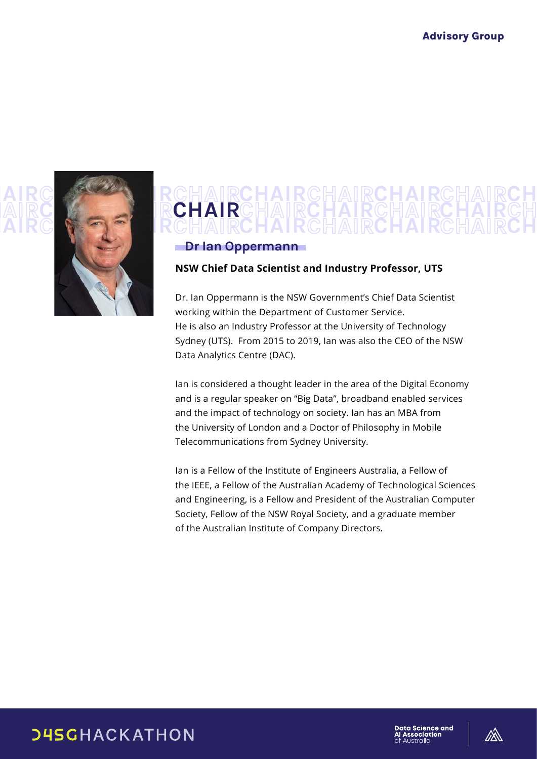# CHAIR

## Dr Ian Oppermann

**NSW Chief Data Scientist and Industry Professor, UTS**

Dr. Ian Oppermann is the NSW Government's Chief Data Scientist working within the Department of Customer Service. He is also an Industry Professor at the University of Technology Sydney (UTS). From 2015 to 2019, Ian was also the CEO of the NSW Data Analytics Centre (DAC).

Ian is considered a thought leader in the area of the Digital Economy and is a regular speaker on "Big Data", broadband enabled services and the impact of technology on society. Ian has an MBA from the University of London and a Doctor of Philosophy in Mobile Telecommunications from Sydney University.

Ian is a Fellow of the Institute of Engineers Australia, a Fellow of the IEEE, a Fellow of the Australian Academy of Technological Sciences and Engineering, is a Fellow and President of the Australian Computer Society, Fellow of the NSW Royal Society, and a graduate member of the Australian Institute of Company Directors.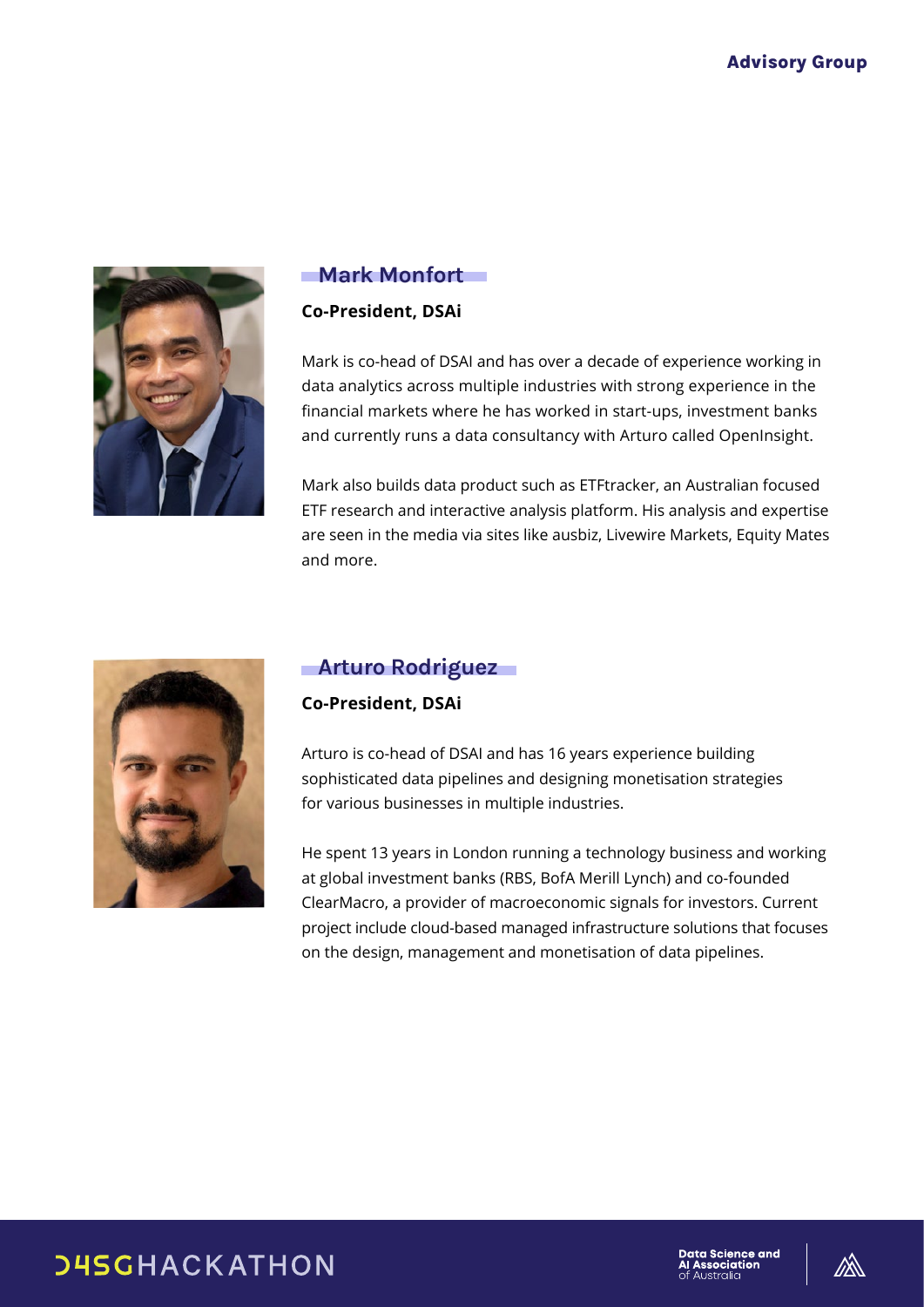## Advisory Group

### Mark Monfort

**Co-President, DSAi**

Mark is co-head of DSAI and has over a decade of experience working in data analytics across multiple industries with strong experience in the financial markets where he has worked in start-ups, investment banks and currently runs a data consultancy with Arturo called OpenInsight.

Mark also builds data product such as ETFtracker, an Australian focused ETF research and interactive analysis platform. His analysis and expertise are seen in the media via sites like ausbiz, Livewire Markets, Equity Mates and more.

### Arturo Rodriguez

**Co-President, DSAi**

Arturo is co-head of DSAI and has 16 years experience building sophisticated data pipelines and designing monetisation strategies for various businesses in multiple industries.

He spent 13 years in London running a technology business and working at global investment banks (RBS, BofA Merill Lynch) and co-founded ClearMacro, a provider of macroeconomic signals for investors. Current project include cloud-based managed infrastructure solutions that focuses on the design, management and monetisation of data pipelines.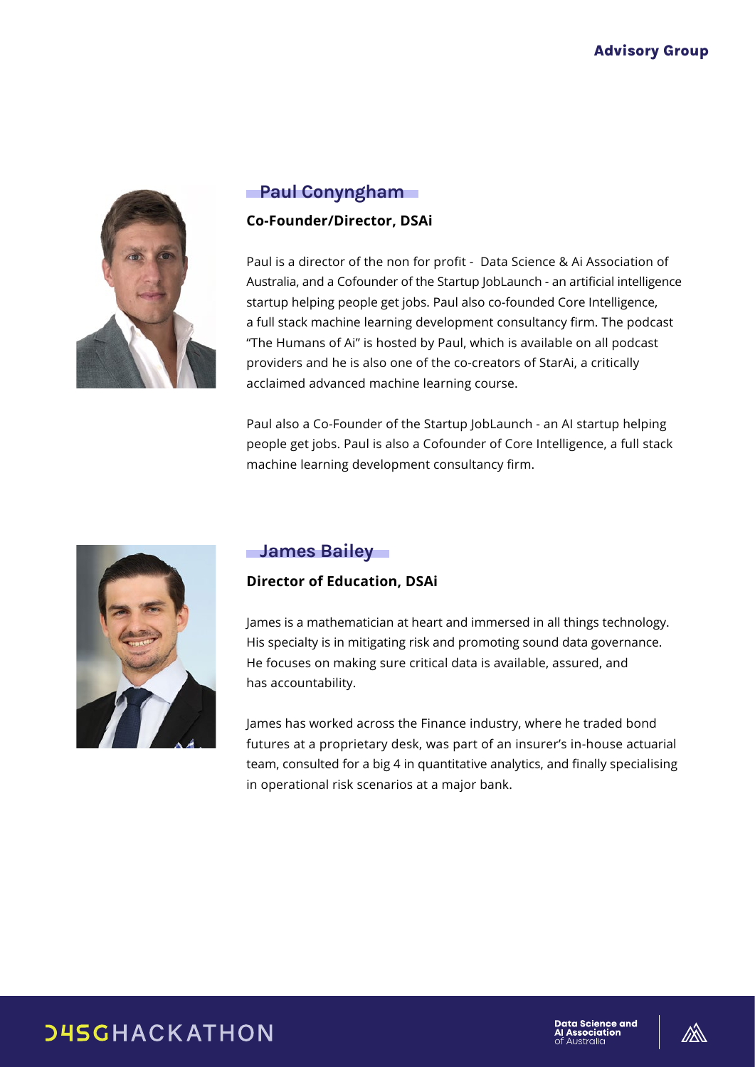## Paul Conyngham

**Co-Founder/Director, DSAi**

Paul is a director of the non for profit - Data Science & Ai Association of Australia, and a Cofounder of the Startup JobLaunch - an artificial intelligence startup helping people get jobs. Paul also co-founded Core Intelligence, a full stack machine learning development consultancy firm. The podcast "The Humans of Ai" is hosted by Paul, which is available on all podcast providers and he is also one of the co-creators of StarAi, a critically acclaimed advanced machine learning course.

Paul also a Co-Founder of the Startup JobLaunch - an AI startup helping people get jobs. Paul is also a Cofounder of Core Intelligence, a full stack machine learning development consultancy firm.

## James Bailey

**Director of Education, DSAi**

James is a mathematician at heart and immersed in all things technology. His specialty is in mitigating risk and promoting sound data governance. He focuses on making sure critical data is available, assured, and has accountability.

James has worked across the Finance industry, where he traded bond futures at a proprietary desk, was part of an insurer's in-house actuarial team, consulted for a big 4 in quantitative analytics, and finally specialising in operational risk scenarios at a major bank.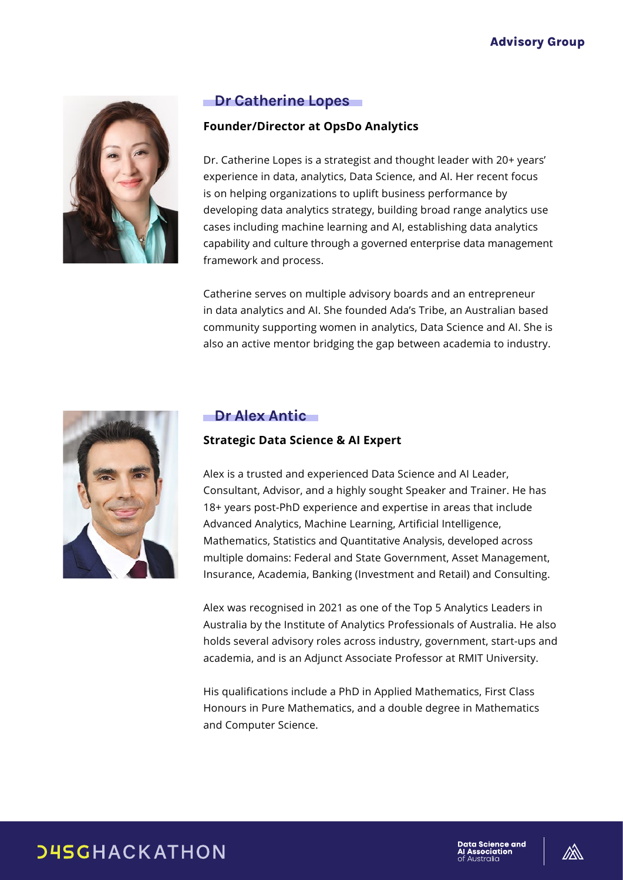## Advisory Group

### Dr Catherine Lopes

**Founder/Director at OpsDo Analytics**

Dr. Catherine Lopes is a strategist and thought leader with 20+ years' experience in data, analytics, Data Science, and AI. Her recent focus is on helping organizations to uplift business performance by developing data analytics strategy, building broad range analytics use cases including machine learning and AI, establishing data analytics capability and culture through a governed enterprise data management framework and process.

Catherine serves on multiple advisory boards and an entrepreneur in data analytics and AI. She founded Ada's Tribe, an Australian based community supporting women in analytics, Data Science and AI. She is also an active mentor bridging the gap between academia to industry.

### Dr Alex Antic

**Strategic Data Science & AI Expert**

Alex is a trusted and experienced Data Science and AI Leader, Consultant, Advisor, and a highly sought Speaker and Trainer. He has 18+ years post-PhD experience and expertise in areas that include Advanced Analytics, Machine Learning, Artificial Intelligence, Mathematics, Statistics and Quantitative Analysis, developed across multiple domains: Federal and State Government, Asset Management, Insurance, Academia, Banking (Investment and Retail) and Consulting.

Alex was recognised in 2021 as one of the Top 5 Analytics Leaders in Australia by the Institute of Analytics Professionals of Australia. He also holds several advisory roles across industry, government, start-ups and academia, and is an Adjunct Associate Professor at RMIT University.

His qualifications include a PhD in Applied Mathematics, First Class Honours in Pure Mathematics, and a double degree in Mathematics and Computer Science.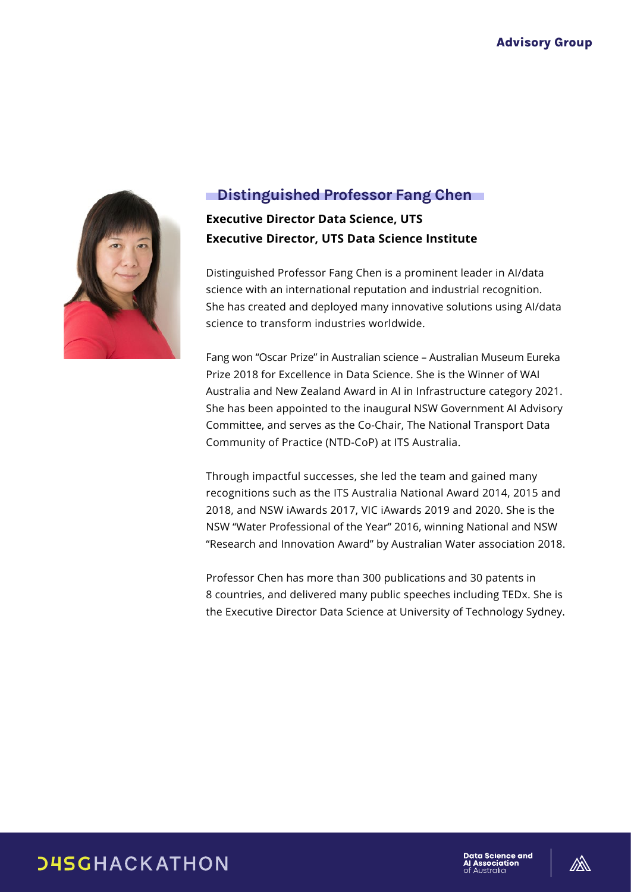## Distinguished Professor Fang Chen

**Executive Director Data Science, UTS**
**Executive Director, UTS Data Science Institute**

Distinguished Professor Fang Chen is a prominent leader in AI/data science with an international reputation and industrial recognition. She has created and deployed many innovative solutions using AI/data science to transform industries worldwide.

Fang won "Oscar Prize" in Australian science – Australian Museum Eureka Prize 2018 for Excellence in Data Science. She is the Winner of WAI Australia and New Zealand Award in AI in Infrastructure category 2021. She has been appointed to the inaugural NSW Government AI Advisory Committee, and serves as the Co-Chair, The National Transport Data Community of Practice (NTD-CoP) at ITS Australia.

Through impactful successes, she led the team and gained many recognitions such as the ITS Australia National Award 2014, 2015 and 2018, and NSW iAwards 2017, VIC iAwards 2019 and 2020. She is the NSW "Water Professional of the Year" 2016, winning National and NSW "Research and Innovation Award" by Australian Water association 2018.

Professor Chen has more than 300 publications and 30 patents in 8 countries, and delivered many public speeches including TEDx. She is the Executive Director Data Science at University of Technology Sydney.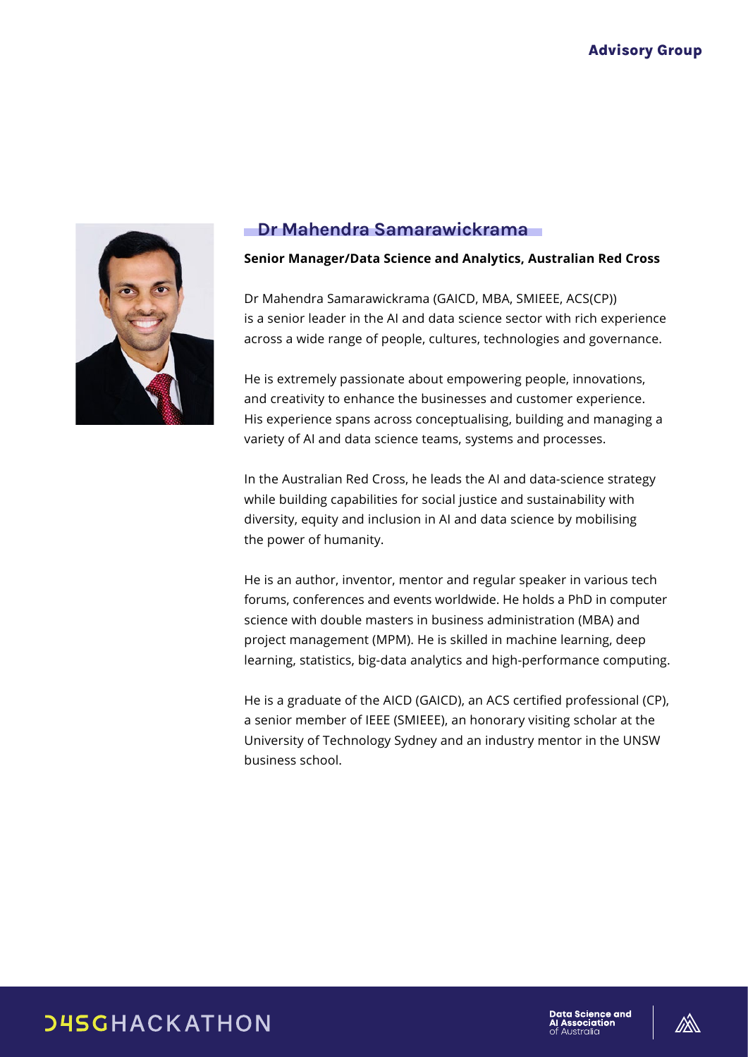## Dr Mahendra Samarawickrama

**Senior Manager/Data Science and Analytics, Australian Red Cross**

Dr Mahendra Samarawickrama (GAICD, MBA, SMIEEE, ACS(CP)) is a senior leader in the AI and data science sector with rich experience across a wide range of people, cultures, technologies and governance.

He is extremely passionate about empowering people, innovations, and creativity to enhance the businesses and customer experience. His experience spans across conceptualising, building and managing a variety of AI and data science teams, systems and processes.

In the Australian Red Cross, he leads the AI and data-science strategy while building capabilities for social justice and sustainability with diversity, equity and inclusion in AI and data science by mobilising the power of humanity.

He is an author, inventor, mentor and regular speaker in various tech forums, conferences and events worldwide. He holds a PhD in computer science with double masters in business administration (MBA) and project management (MPM). He is skilled in machine learning, deep learning, statistics, big-data analytics and high-performance computing.

He is a graduate of the AICD (GAICD), an ACS certified professional (CP), a senior member of IEEE (SMIEEE), an honorary visiting scholar at the University of Technology Sydney and an industry mentor in the UNSW business school.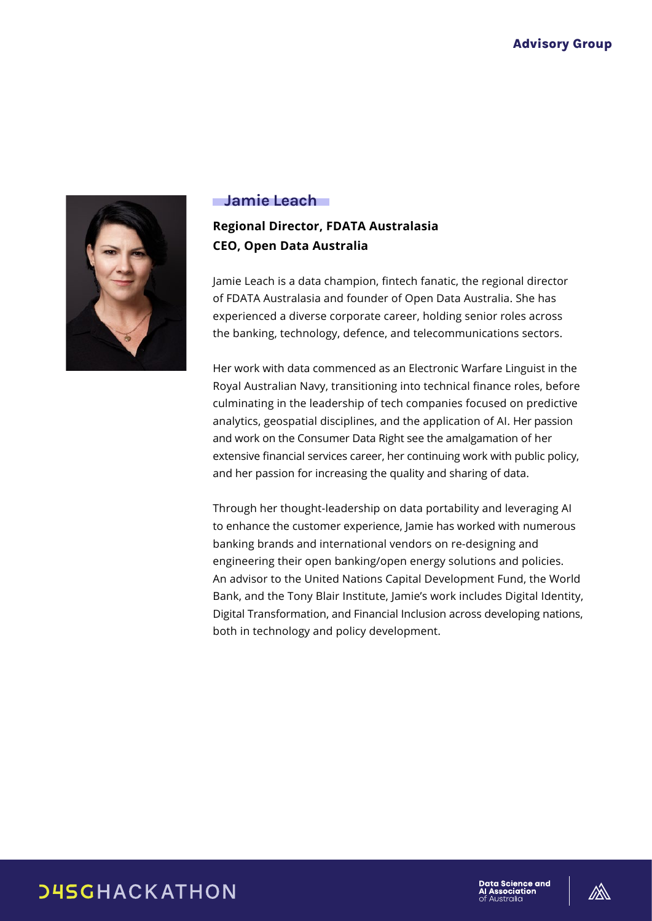## Jamie Leach

**Regional Director, FDATA Australasia**
**CEO, Open Data Australia**

Jamie Leach is a data champion, fintech fanatic, the regional director of FDATA Australasia and founder of Open Data Australia. She has experienced a diverse corporate career, holding senior roles across the banking, technology, defence, and telecommunications sectors.

Her work with data commenced as an Electronic Warfare Linguist in the Royal Australian Navy, transitioning into technical finance roles, before culminating in the leadership of tech companies focused on predictive analytics, geospatial disciplines, and the application of AI. Her passion and work on the Consumer Data Right see the amalgamation of her extensive financial services career, her continuing work with public policy, and her passion for increasing the quality and sharing of data.

Through her thought-leadership on data portability and leveraging AI to enhance the customer experience, Jamie has worked with numerous banking brands and international vendors on re-designing and engineering their open banking/open energy solutions and policies. An advisor to the United Nations Capital Development Fund, the World Bank, and the Tony Blair Institute, Jamie's work includes Digital Identity, Digital Transformation, and Financial Inclusion across developing nations, both in technology and policy development.